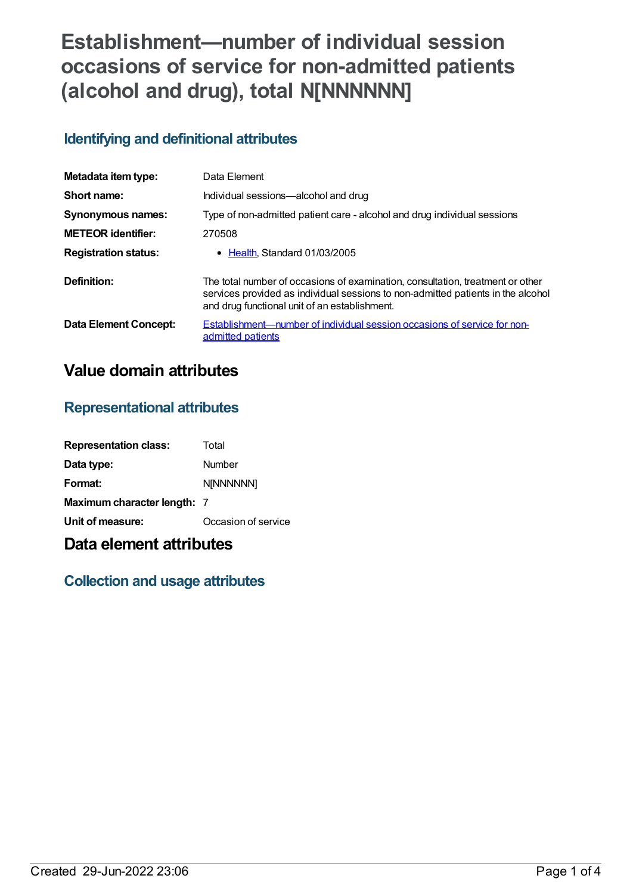# Establishment—number of individual session occasions of service for non-admitted patients (alcohol and drug), total N[NNNNNN]

## Identifying and definitional attributes

| | |
|---|---|
| **Metadata item type:** | Data Element |
| **Short name:** | Individual sessions—alcohol and drug |
| **Synonymous names:** | Type of non-admitted patient care - alcohol and drug individual sessions |
| **METEOR identifier:** | 270508 |
| **Registration status:** | • Health, Standard 01/03/2005 |
| **Definition:** | The total number of occasions of examination, consultation, treatment or other services provided as individual sessions to non-admitted patients in the alcohol and drug functional unit of an establishment. |
| **Data Element Concept:** | Establishment—number of individual session occasions of service for non-admitted patients |

# Value domain attributes

## Representational attributes

| | |
|---|---|
| **Representation class:** | Total |
| **Data type:** | Number |
| **Format:** | N[NNNNNN] |
| **Maximum character length:** | 7 |
| **Unit of measure:** | Occasion of service |

# Data element attributes

## Collection and usage attributes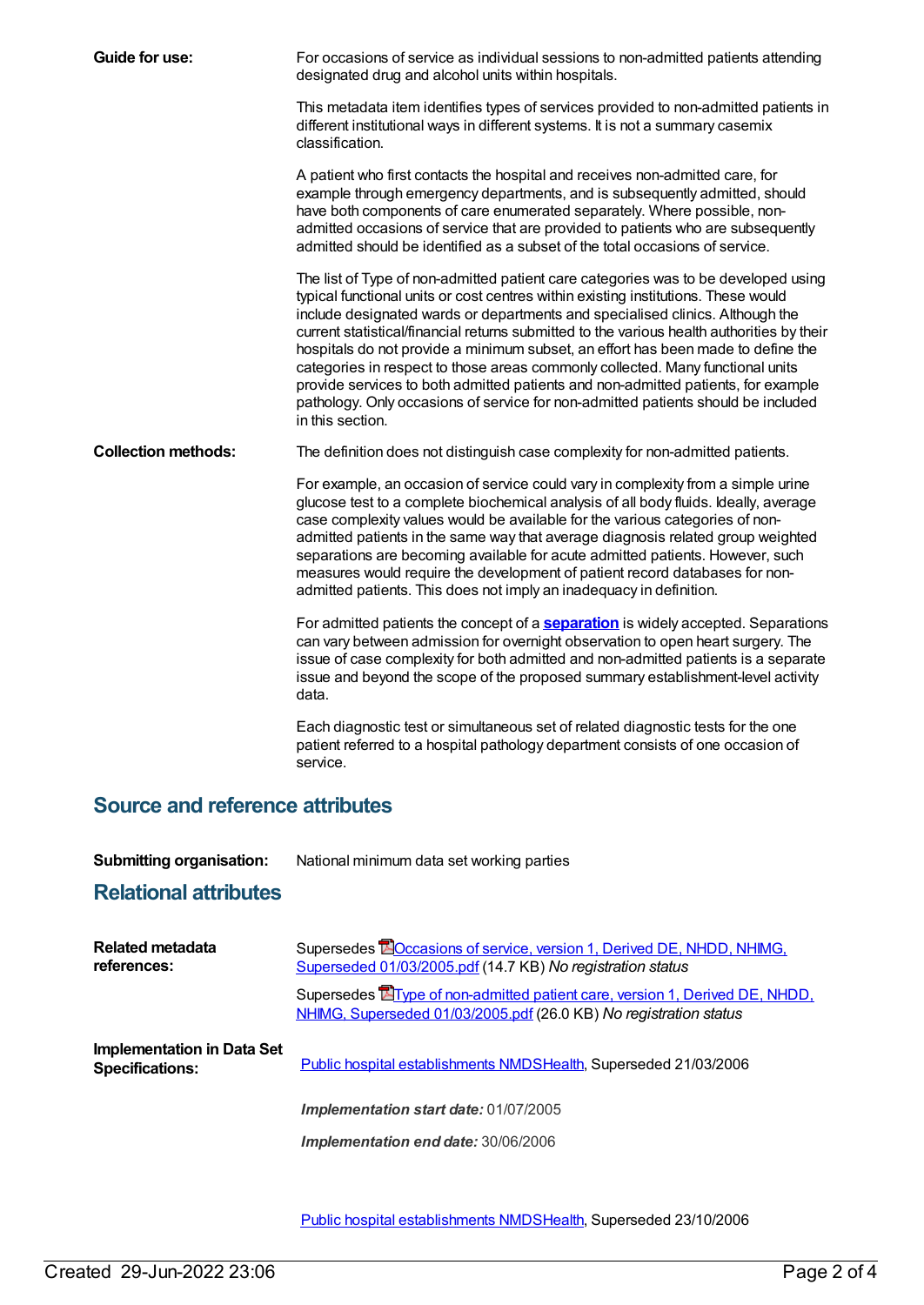**Guide for use:**

For occasions of service as individual sessions to non-admitted patients attending designated drug and alcohol units within hospitals.

This metadata item identifies types of services provided to non-admitted patients in different institutional ways in different systems. It is not a summary casemix classification.

A patient who first contacts the hospital and receives non-admitted care, for example through emergency departments, and is subsequently admitted, should have both components of care enumerated separately. Where possible, non-admitted occasions of service that are provided to patients who are subsequently admitted should be identified as a subset of the total occasions of service.

The list of Type of non-admitted patient care categories was to be developed using typical functional units or cost centres within existing institutions. These would include designated wards or departments and specialised clinics. Although the current statistical/financial returns submitted to the various health authorities by their hospitals do not provide a minimum subset, an effort has been made to define the categories in respect to those areas commonly collected. Many functional units provide services to both admitted patients and non-admitted patients, for example pathology. Only occasions of service for non-admitted patients should be included in this section.

**Collection methods:**

The definition does not distinguish case complexity for non-admitted patients.

For example, an occasion of service could vary in complexity from a simple urine glucose test to a complete biochemical analysis of all body fluids. Ideally, average case complexity values would be available for the various categories of non-admitted patients in the same way that average diagnosis related group weighted separations are becoming available for acute admitted patients. However, such measures would require the development of patient record databases for non-admitted patients. This does not imply an inadequacy in definition.

For admitted patients the concept of a **separation** is widely accepted. Separations can vary between admission for overnight observation to open heart surgery. The issue of case complexity for both admitted and non-admitted patients is a separate issue and beyond the scope of the proposed summary establishment-level activity data.

Each diagnostic test or simultaneous set of related diagnostic tests for the one patient referred to a hospital pathology department consists of one occasion of service.

## Source and reference attributes

**Submitting organisation:** National minimum data set working parties

## Relational attributes

**Related metadata references:**

Supersedes Occasions of service, version 1, Derived DE, NHDD, NHIMG, Superseded 01/03/2005.pdf (14.7 KB) *No registration status*

Supersedes Type of non-admitted patient care, version 1, Derived DE, NHDD, NHIMG, Superseded 01/03/2005.pdf (26.0 KB) *No registration status*

**Implementation in Data Set Specifications:**

Public hospital establishments NMDSHealth, Superseded 21/03/2006

***Implementation start date:*** 01/07/2005

***Implementation end date:*** 30/06/2006

Public hospital establishments NMDSHealth, Superseded 23/10/2006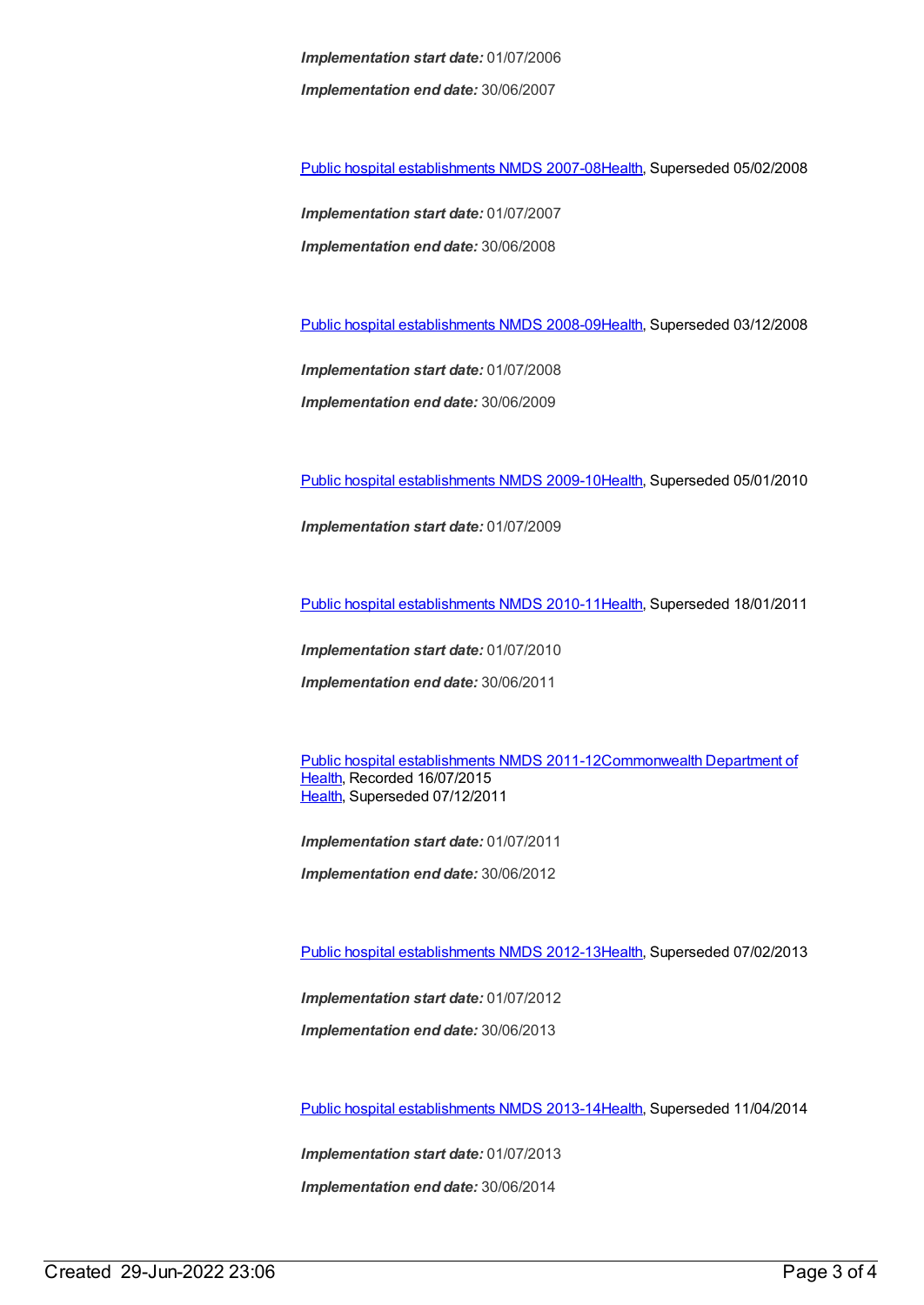***Implementation start date:*** 01/07/2006

***Implementation end date:*** 30/06/2007

Public hospital establishments NMDS 2007-08Health, Superseded 05/02/2008

***Implementation start date:*** 01/07/2007

***Implementation end date:*** 30/06/2008

Public hospital establishments NMDS 2008-09Health, Superseded 03/12/2008

***Implementation start date:*** 01/07/2008

***Implementation end date:*** 30/06/2009

Public hospital establishments NMDS 2009-10Health, Superseded 05/01/2010

***Implementation start date:*** 01/07/2009

Public hospital establishments NMDS 2010-11Health, Superseded 18/01/2011

***Implementation start date:*** 01/07/2010

***Implementation end date:*** 30/06/2011

Public hospital establishments NMDS 2011-12Commonwealth Department of Health, Recorded 16/07/2015
Health, Superseded 07/12/2011

***Implementation start date:*** 01/07/2011

***Implementation end date:*** 30/06/2012

Public hospital establishments NMDS 2012-13Health, Superseded 07/02/2013

***Implementation start date:*** 01/07/2012

***Implementation end date:*** 30/06/2013

Public hospital establishments NMDS 2013-14Health, Superseded 11/04/2014

***Implementation start date:*** 01/07/2013

***Implementation end date:*** 30/06/2014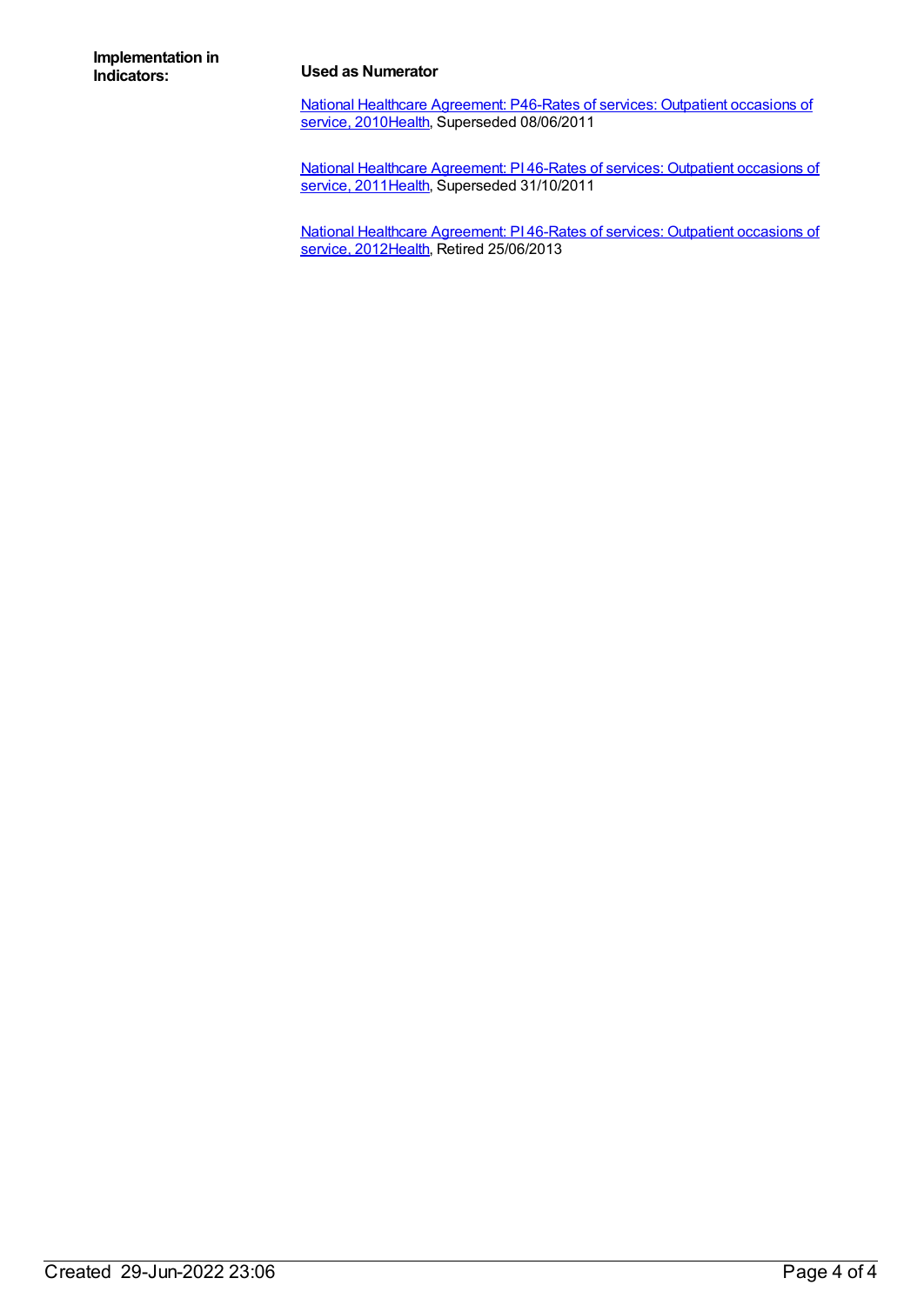**Implementation in Indicators:**

**Used as Numerator**

National Healthcare Agreement: P46-Rates of services: Outpatient occasions of service, 2010Health, Superseded 08/06/2011

National Healthcare Agreement: PI 46-Rates of services: Outpatient occasions of service, 2011Health, Superseded 31/10/2011

National Healthcare Agreement: PI 46-Rates of services: Outpatient occasions of service, 2012Health, Retired 25/06/2013